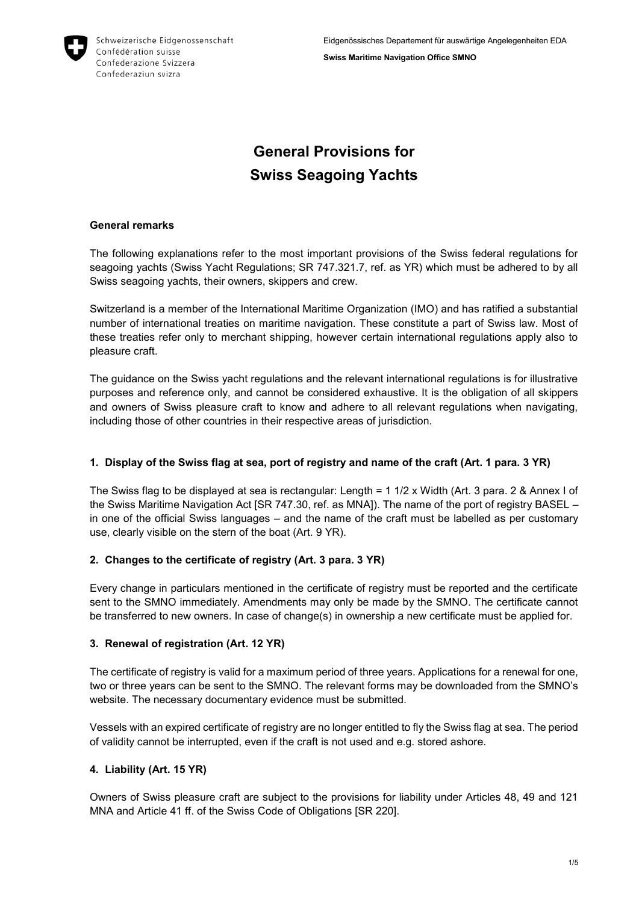Schweizerische Eidgenossenschaft
Confédération suisse
Confederazione Svizzera
Confederaziun svizra

Eidgenössisches Departement für auswärtige Angelegenheiten EDA

**Swiss Maritime Navigation Office SMNO**

# General Provisions for Swiss Seagoing Yachts

**General remarks**

The following explanations refer to the most important provisions of the Swiss federal regulations for seagoing yachts (Swiss Yacht Regulations; SR 747.321.7, ref. as YR) which must be adhered to by all Swiss seagoing yachts, their owners, skippers and crew.

Switzerland is a member of the International Maritime Organization (IMO) and has ratified a substantial number of international treaties on maritime navigation. These constitute a part of Swiss law. Most of these treaties refer only to merchant shipping, however certain international regulations apply also to pleasure craft.

The guidance on the Swiss yacht regulations and the relevant international regulations is for illustrative purposes and reference only, and cannot be considered exhaustive. It is the obligation of all skippers and owners of Swiss pleasure craft to know and adhere to all relevant regulations when navigating, including those of other countries in their respective areas of jurisdiction.

## 1. Display of the Swiss flag at sea, port of registry and name of the craft (Art. 1 para. 3 YR)

The Swiss flag to be displayed at sea is rectangular: Length = 1 1/2 x Width (Art. 3 para. 2 & Annex I of the Swiss Maritime Navigation Act [SR 747.30, ref. as MNA]). The name of the port of registry BASEL – in one of the official Swiss languages – and the name of the craft must be labelled as per customary use, clearly visible on the stern of the boat (Art. 9 YR).

## 2. Changes to the certificate of registry (Art. 3 para. 3 YR)

Every change in particulars mentioned in the certificate of registry must be reported and the certificate sent to the SMNO immediately. Amendments may only be made by the SMNO. The certificate cannot be transferred to new owners. In case of change(s) in ownership a new certificate must be applied for.

## 3. Renewal of registration (Art. 12 YR)

The certificate of registry is valid for a maximum period of three years. Applications for a renewal for one, two or three years can be sent to the SMNO. The relevant forms may be downloaded from the SMNO's website. The necessary documentary evidence must be submitted.

Vessels with an expired certificate of registry are no longer entitled to fly the Swiss flag at sea. The period of validity cannot be interrupted, even if the craft is not used and e.g. stored ashore.

## 4. Liability (Art. 15 YR)

Owners of Swiss pleasure craft are subject to the provisions for liability under Articles 48, 49 and 121 MNA and Article 41 ff. of the Swiss Code of Obligations [SR 220].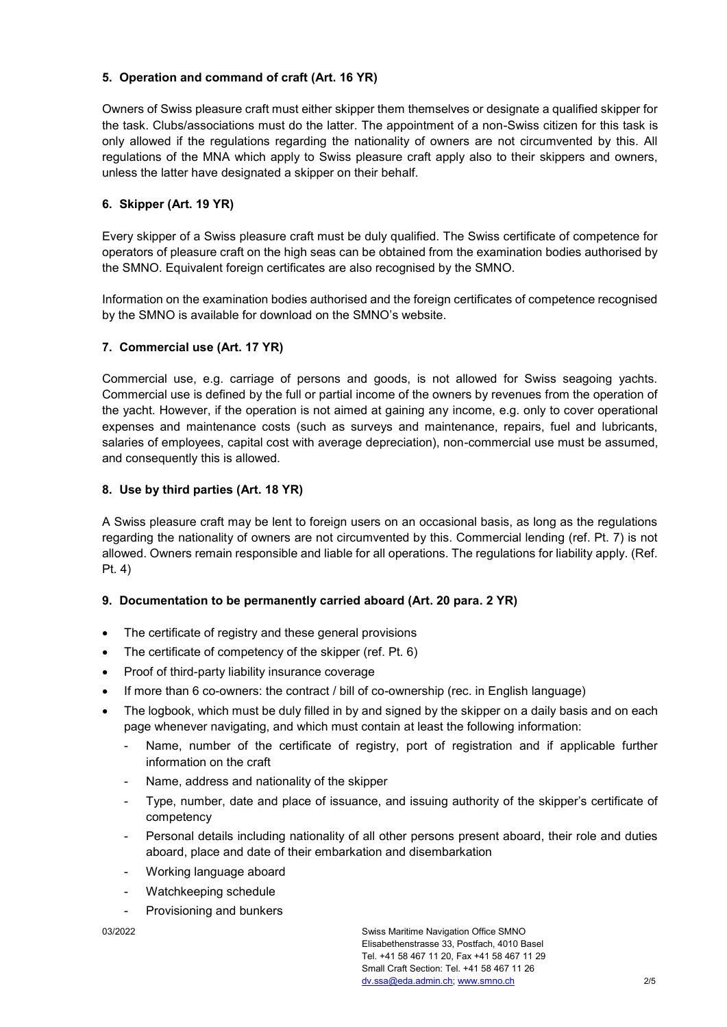## 5. Operation and command of craft (Art. 16 YR)

Owners of Swiss pleasure craft must either skipper them themselves or designate a qualified skipper for the task. Clubs/associations must do the latter. The appointment of a non-Swiss citizen for this task is only allowed if the regulations regarding the nationality of owners are not circumvented by this. All regulations of the MNA which apply to Swiss pleasure craft apply also to their skippers and owners, unless the latter have designated a skipper on their behalf.

## 6. Skipper (Art. 19 YR)

Every skipper of a Swiss pleasure craft must be duly qualified. The Swiss certificate of competence for operators of pleasure craft on the high seas can be obtained from the examination bodies authorised by the SMNO. Equivalent foreign certificates are also recognised by the SMNO.

Information on the examination bodies authorised and the foreign certificates of competence recognised by the SMNO is available for download on the SMNO's website.

## 7. Commercial use (Art. 17 YR)

Commercial use, e.g. carriage of persons and goods, is not allowed for Swiss seagoing yachts. Commercial use is defined by the full or partial income of the owners by revenues from the operation of the yacht. However, if the operation is not aimed at gaining any income, e.g. only to cover operational expenses and maintenance costs (such as surveys and maintenance, repairs, fuel and lubricants, salaries of employees, capital cost with average depreciation), non-commercial use must be assumed, and consequently this is allowed.

## 8. Use by third parties (Art. 18 YR)

A Swiss pleasure craft may be lent to foreign users on an occasional basis, as long as the regulations regarding the nationality of owners are not circumvented by this. Commercial lending (ref. Pt. 7) is not allowed. Owners remain responsible and liable for all operations. The regulations for liability apply. (Ref. Pt. 4)

## 9. Documentation to be permanently carried aboard (Art. 20 para. 2 YR)

- The certificate of registry and these general provisions
- The certificate of competency of the skipper (ref. Pt. 6)
- Proof of third-party liability insurance coverage
- If more than 6 co-owners: the contract / bill of co-ownership (rec. in English language)
- The logbook, which must be duly filled in by and signed by the skipper on a daily basis and on each page whenever navigating, and which must contain at least the following information:
  - Name, number of the certificate of registry, port of registration and if applicable further information on the craft
  - Name, address and nationality of the skipper
  - Type, number, date and place of issuance, and issuing authority of the skipper's certificate of competency
  - Personal details including nationality of all other persons present aboard, their role and duties aboard, place and date of their embarkation and disembarkation
  - Working language aboard
  - Watchkeeping schedule
  - Provisioning and bunkers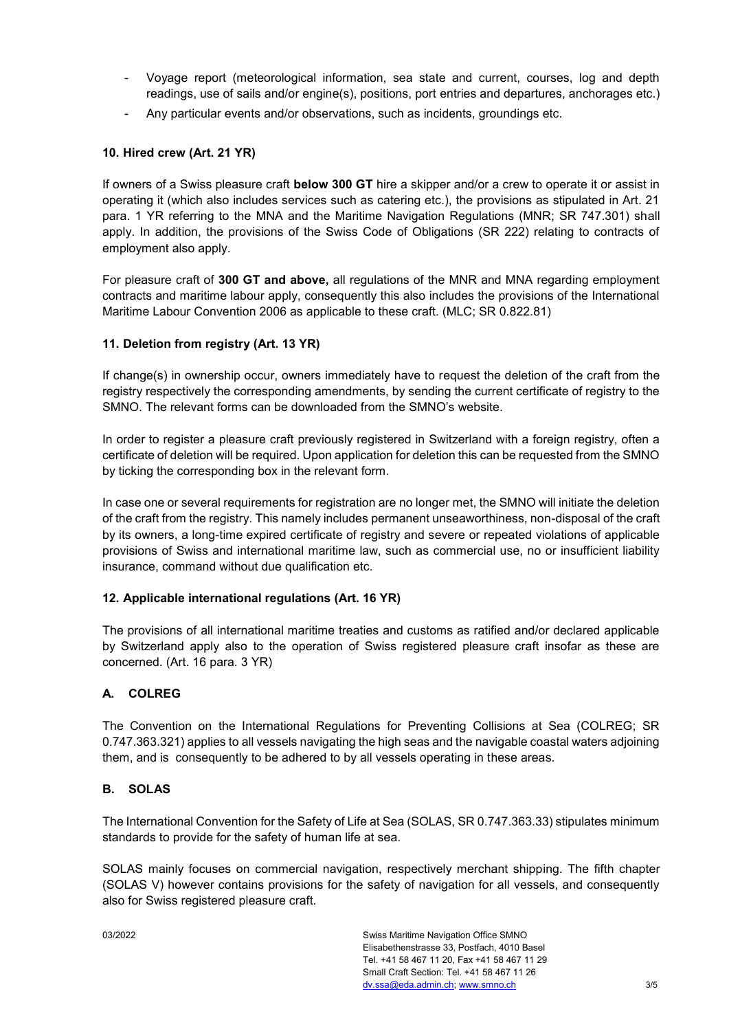- Voyage report (meteorological information, sea state and current, courses, log and depth readings, use of sails and/or engine(s), positions, port entries and departures, anchorages etc.)
- Any particular events and/or observations, such as incidents, groundings etc.

### 10. Hired crew (Art. 21 YR)

If owners of a Swiss pleasure craft **below 300 GT** hire a skipper and/or a crew to operate it or assist in operating it (which also includes services such as catering etc.), the provisions as stipulated in Art. 21 para. 1 YR referring to the MNA and the Maritime Navigation Regulations (MNR; SR 747.301) shall apply. In addition, the provisions of the Swiss Code of Obligations (SR 222) relating to contracts of employment also apply.

For pleasure craft of **300 GT and above,** all regulations of the MNR and MNA regarding employment contracts and maritime labour apply, consequently this also includes the provisions of the International Maritime Labour Convention 2006 as applicable to these craft. (MLC; SR 0.822.81)

### 11. Deletion from registry (Art. 13 YR)

If change(s) in ownership occur, owners immediately have to request the deletion of the craft from the registry respectively the corresponding amendments, by sending the current certificate of registry to the SMNO. The relevant forms can be downloaded from the SMNO's website.

In order to register a pleasure craft previously registered in Switzerland with a foreign registry, often a certificate of deletion will be required. Upon application for deletion this can be requested from the SMNO by ticking the corresponding box in the relevant form.

In case one or several requirements for registration are no longer met, the SMNO will initiate the deletion of the craft from the registry. This namely includes permanent unseaworthiness, non-disposal of the craft by its owners, a long-time expired certificate of registry and severe or repeated violations of applicable provisions of Swiss and international maritime law, such as commercial use, no or insufficient liability insurance, command without due qualification etc.

### 12. Applicable international regulations (Art. 16 YR)

The provisions of all international maritime treaties and customs as ratified and/or declared applicable by Switzerland apply also to the operation of Swiss registered pleasure craft insofar as these are concerned. (Art. 16 para. 3 YR)

#### A. COLREG

The Convention on the International Regulations for Preventing Collisions at Sea (COLREG; SR 0.747.363.321) applies to all vessels navigating the high seas and the navigable coastal waters adjoining them, and is consequently to be adhered to by all vessels operating in these areas.

#### B. SOLAS

The International Convention for the Safety of Life at Sea (SOLAS, SR 0.747.363.33) stipulates minimum standards to provide for the safety of human life at sea.

SOLAS mainly focuses on commercial navigation, respectively merchant shipping. The fifth chapter (SOLAS V) however contains provisions for the safety of navigation for all vessels, and consequently also for Swiss registered pleasure craft.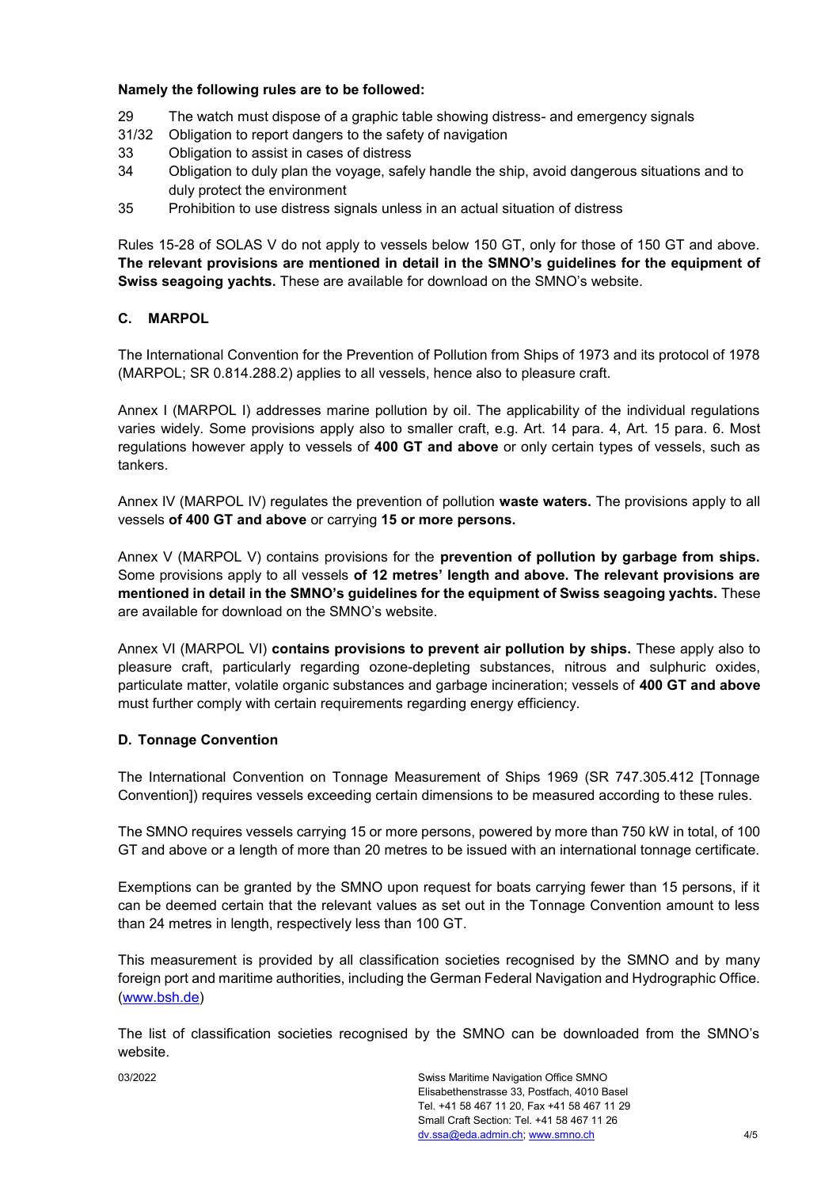**Namely the following rules are to be followed:**

- 29 The watch must dispose of a graphic table showing distress- and emergency signals
- 31/32 Obligation to report dangers to the safety of navigation
- 33 Obligation to assist in cases of distress
- 34 Obligation to duly plan the voyage, safely handle the ship, avoid dangerous situations and to duly protect the environment
- 35 Prohibition to use distress signals unless in an actual situation of distress

Rules 15-28 of SOLAS V do not apply to vessels below 150 GT, only for those of 150 GT and above. **The relevant provisions are mentioned in detail in the SMNO's guidelines for the equipment of Swiss seagoing yachts.** These are available for download on the SMNO's website.

### C. MARPOL

The International Convention for the Prevention of Pollution from Ships of 1973 and its protocol of 1978 (MARPOL; SR 0.814.288.2) applies to all vessels, hence also to pleasure craft.

Annex I (MARPOL I) addresses marine pollution by oil. The applicability of the individual regulations varies widely. Some provisions apply also to smaller craft, e.g. Art. 14 para. 4, Art. 15 para. 6. Most regulations however apply to vessels of **400 GT and above** or only certain types of vessels, such as tankers.

Annex IV (MARPOL IV) regulates the prevention of pollution **waste waters.** The provisions apply to all vessels **of 400 GT and above** or carrying **15 or more persons.**

Annex V (MARPOL V) contains provisions for the **prevention of pollution by garbage from ships.** Some provisions apply to all vessels **of 12 metres' length and above. The relevant provisions are mentioned in detail in the SMNO's guidelines for the equipment of Swiss seagoing yachts.** These are available for download on the SMNO's website.

Annex VI (MARPOL VI) **contains provisions to prevent air pollution by ships.** These apply also to pleasure craft, particularly regarding ozone-depleting substances, nitrous and sulphuric oxides, particulate matter, volatile organic substances and garbage incineration; vessels of **400 GT and above** must further comply with certain requirements regarding energy efficiency.

### D. Tonnage Convention

The International Convention on Tonnage Measurement of Ships 1969 (SR 747.305.412 [Tonnage Convention]) requires vessels exceeding certain dimensions to be measured according to these rules.

The SMNO requires vessels carrying 15 or more persons, powered by more than 750 kW in total, of 100 GT and above or a length of more than 20 metres to be issued with an international tonnage certificate.

Exemptions can be granted by the SMNO upon request for boats carrying fewer than 15 persons, if it can be deemed certain that the relevant values as set out in the Tonnage Convention amount to less than 24 metres in length, respectively less than 100 GT.

This measurement is provided by all classification societies recognised by the SMNO and by many foreign port and maritime authorities, including the German Federal Navigation and Hydrographic Office. (www.bsh.de)

The list of classification societies recognised by the SMNO can be downloaded from the SMNO's website.

03/2022

Swiss Maritime Navigation Office SMNO
Elisabethenstrasse 33, Postfach, 4010 Basel
Tel. +41 58 467 11 20, Fax +41 58 467 11 29
Small Craft Section: Tel. +41 58 467 11 26
dv.ssa@eda.admin.ch; www.smno.ch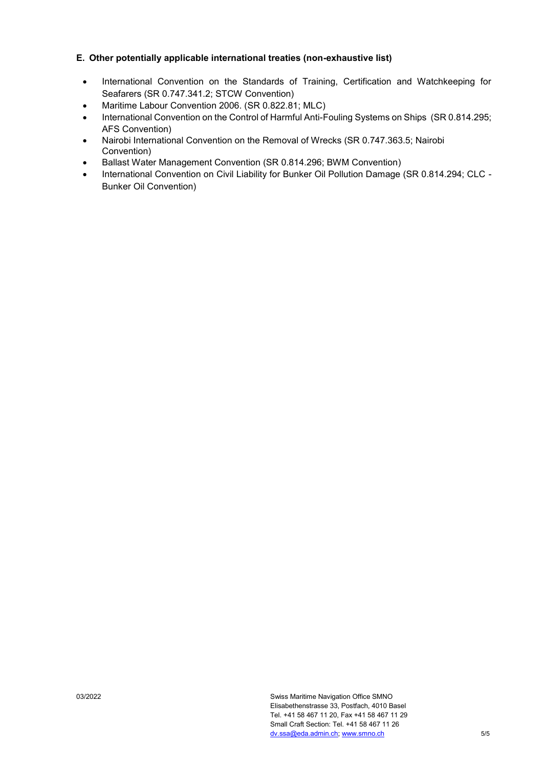### E. Other potentially applicable international treaties (non-exhaustive list)

- International Convention on the Standards of Training, Certification and Watchkeeping for Seafarers (SR 0.747.341.2; STCW Convention)
- Maritime Labour Convention 2006. (SR 0.822.81; MLC)
- International Convention on the Control of Harmful Anti-Fouling Systems on Ships (SR 0.814.295; AFS Convention)
- Nairobi International Convention on the Removal of Wrecks (SR 0.747.363.5; Nairobi Convention)
- Ballast Water Management Convention (SR 0.814.296; BWM Convention)
- International Convention on Civil Liability for Bunker Oil Pollution Damage (SR 0.814.294; CLC - Bunker Oil Convention)